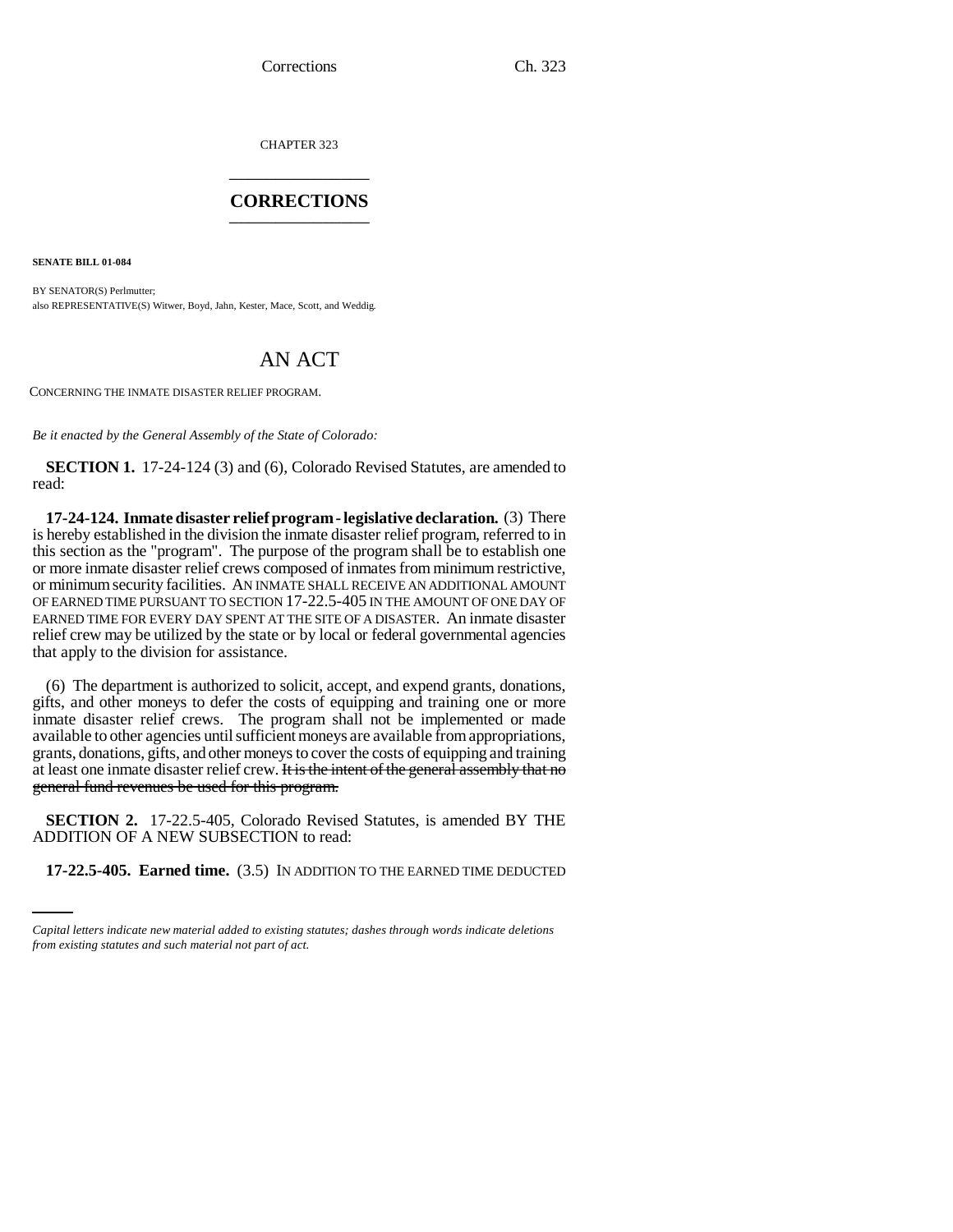CHAPTER 323

# CORRECTIONS

**SENATE BILL 01-084**

BY SENATOR(S) Perlmutter;
also REPRESENTATIVE(S) Witwer, Boyd, Jahn, Kester, Mace, Scott, and Weddig.

# AN ACT

CONCERNING THE INMATE DISASTER RELIEF PROGRAM.

*Be it enacted by the General Assembly of the State of Colorado:*

**SECTION 1.** 17-24-124 (3) and (6), Colorado Revised Statutes, are amended to read:

**17-24-124. Inmate disaster relief program - legislative declaration.** (3) There is hereby established in the division the inmate disaster relief program, referred to in this section as the "program". The purpose of the program shall be to establish one or more inmate disaster relief crews composed of inmates from minimum restrictive, or minimum security facilities. AN INMATE SHALL RECEIVE AN ADDITIONAL AMOUNT OF EARNED TIME PURSUANT TO SECTION 17-22.5-405 IN THE AMOUNT OF ONE DAY OF EARNED TIME FOR EVERY DAY SPENT AT THE SITE OF A DISASTER. An inmate disaster relief crew may be utilized by the state or by local or federal governmental agencies that apply to the division for assistance.

(6) The department is authorized to solicit, accept, and expend grants, donations, gifts, and other moneys to defer the costs of equipping and training one or more inmate disaster relief crews. The program shall not be implemented or made available to other agencies until sufficient moneys are available from appropriations, grants, donations, gifts, and other moneys to cover the costs of equipping and training at least one inmate disaster relief crew. ~~It is the intent of the general assembly that no general fund revenues be used for this program.~~

**SECTION 2.** 17-22.5-405, Colorado Revised Statutes, is amended BY THE ADDITION OF A NEW SUBSECTION to read:

**17-22.5-405. Earned time.** (3.5) IN ADDITION TO THE EARNED TIME DEDUCTED

*Capital letters indicate new material added to existing statutes; dashes through words indicate deletions from existing statutes and such material not part of act.*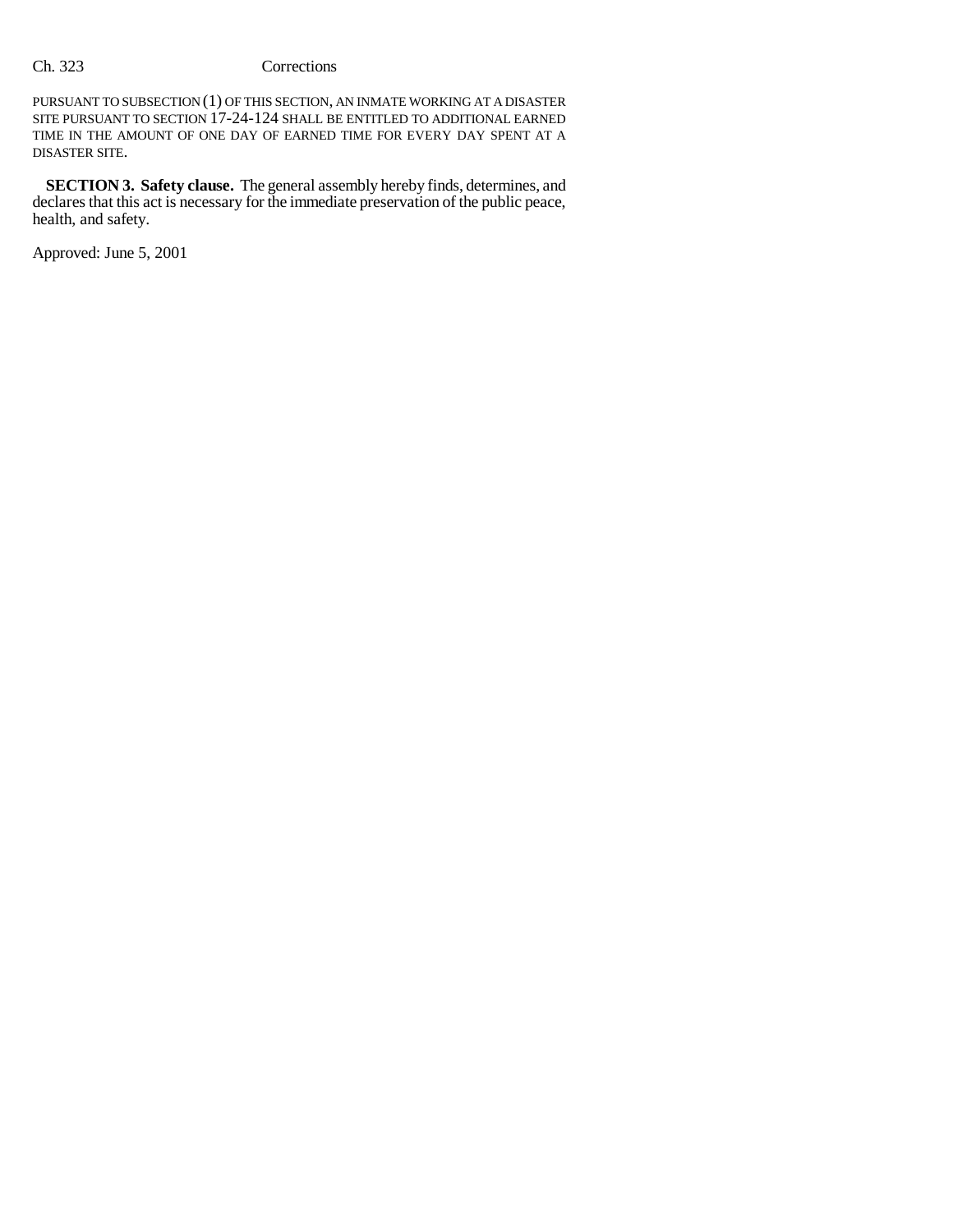PURSUANT TO SUBSECTION (1) OF THIS SECTION, AN INMATE WORKING AT A DISASTER SITE PURSUANT TO SECTION 17-24-124 SHALL BE ENTITLED TO ADDITIONAL EARNED TIME IN THE AMOUNT OF ONE DAY OF EARNED TIME FOR EVERY DAY SPENT AT A DISASTER SITE.

**SECTION 3. Safety clause.** The general assembly hereby finds, determines, and declares that this act is necessary for the immediate preservation of the public peace, health, and safety.

Approved: June 5, 2001